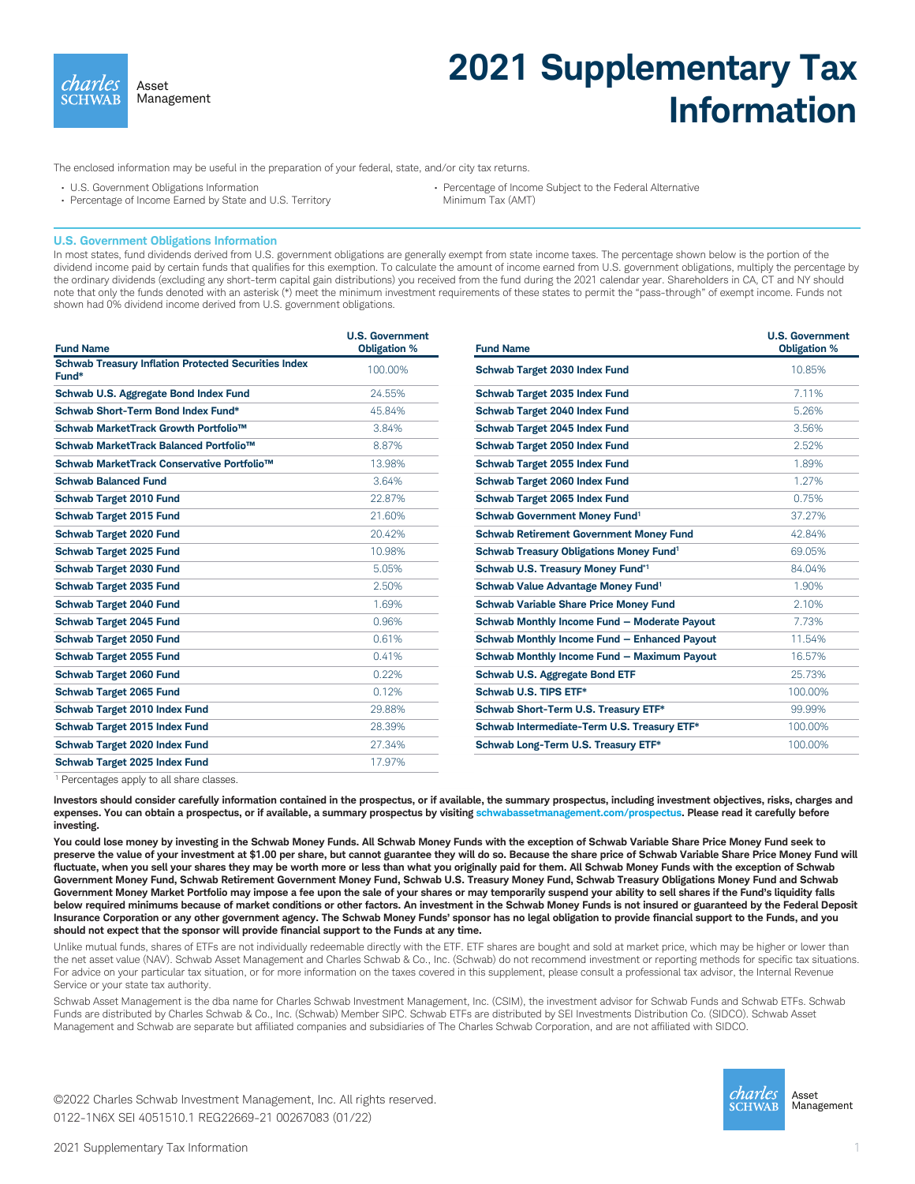Asset Management

# 2021 Supplementary Tax Information

The enclosed information may be useful in the preparation of your federal, state, and/or city tax returns.

- U.S. Government Obligations Information
- Percentage of Income Earned by State and U.S. Territory
- Percentage of Income Subject to the Federal Alternative Minimum Tax (AMT)

## U.S. Government Obligations Information

In most states, fund dividends derived from U.S. government obligations are generally exempt from state income taxes. The percentage shown below is the portion of the dividend income paid by certain funds that qualifies for this exemption. To calculate the amount of income earned from U.S. government obligations, multiply the percentage by the ordinary dividends (excluding any short-term capital gain distributions) you received from the fund during the 2021 calendar year. Shareholders in CA, CT and NY should note that only the funds denoted with an asterisk (*) meet the minimum investment requirements of these states to permit the "pass-through" of exempt income. Funds not shown had 0% dividend income derived from U.S. government obligations.

| Fund Name | U.S. Government Obligation % |
|---|---|
| **Schwab Treasury Inflation Protected Securities Index Fund*** | 100.00% |
| **Schwab U.S. Aggregate Bond Index Fund** | 24.55% |
| **Schwab Short-Term Bond Index Fund*** | 45.84% |
| **Schwab MarketTrack Growth Portfolio™** | 3.84% |
| **Schwab MarketTrack Balanced Portfolio™** | 8.87% |
| **Schwab MarketTrack Conservative Portfolio™** | 13.98% |
| **Schwab Balanced Fund** | 3.64% |
| **Schwab Target 2010 Fund** | 22.87% |
| **Schwab Target 2015 Fund** | 21.60% |
| **Schwab Target 2020 Fund** | 20.42% |
| **Schwab Target 2025 Fund** | 10.98% |
| **Schwab Target 2030 Fund** | 5.05% |
| **Schwab Target 2035 Fund** | 2.50% |
| **Schwab Target 2040 Fund** | 1.69% |
| **Schwab Target 2045 Fund** | 0.96% |
| **Schwab Target 2050 Fund** | 0.61% |
| **Schwab Target 2055 Fund** | 0.41% |
| **Schwab Target 2060 Fund** | 0.22% |
| **Schwab Target 2065 Fund** | 0.12% |
| **Schwab Target 2010 Index Fund** | 29.88% |
| **Schwab Target 2015 Index Fund** | 28.39% |
| **Schwab Target 2020 Index Fund** | 27.34% |
| **Schwab Target 2025 Index Fund** | 17.97% |
| **Schwab Target 2030 Index Fund** | 10.85% |
| **Schwab Target 2035 Index Fund** | 7.11% |
| **Schwab Target 2040 Index Fund** | 5.26% |
| **Schwab Target 2045 Index Fund** | 3.56% |
| **Schwab Target 2050 Index Fund** | 2.52% |
| **Schwab Target 2055 Index Fund** | 1.89% |
| **Schwab Target 2060 Index Fund** | 1.27% |
| **Schwab Target 2065 Index Fund** | 0.75% |
| **Schwab Government Money Fund[1]** | 37.27% |
| **Schwab Retirement Government Money Fund** | 42.84% |
| **Schwab Treasury Obligations Money Fund[1]** | 69.05% |
| **Schwab U.S. Treasury Money Fund*[1]** | 84.04% |
| **Schwab Value Advantage Money Fund[1]** | 1.90% |
| **Schwab Variable Share Price Money Fund** | 2.10% |
| **Schwab Monthly Income Fund – Moderate Payout** | 7.73% |
| **Schwab Monthly Income Fund – Enhanced Payout** | 11.54% |
| **Schwab Monthly Income Fund – Maximum Payout** | 16.57% |
| **Schwab U.S. Aggregate Bond ETF** | 25.73% |
| **Schwab U.S. TIPS ETF*** | 100.00% |
| **Schwab Short-Term U.S. Treasury ETF*** | 99.99% |
| **Schwab Intermediate-Term U.S. Treasury ETF*** | 100.00% |
| **Schwab Long-Term U.S. Treasury ETF*** | 100.00% |

[1] Percentages apply to all share classes.

**Investors should consider carefully information contained in the prospectus, or if available, the summary prospectus, including investment objectives, risks, charges and expenses. You can obtain a prospectus, or if available, a summary prospectus by visiting schwabassetmanagement.com/prospectus. Please read it carefully before investing.**

**You could lose money by investing in the Schwab Money Funds. All Schwab Money Funds with the exception of Schwab Variable Share Price Money Fund seek to preserve the value of your investment at $1.00 per share, but cannot guarantee they will do so. Because the share price of Schwab Variable Share Price Money Fund will fluctuate, when you sell your shares they may be worth more or less than what you originally paid for them. All Schwab Money Funds with the exception of Schwab Government Money Fund, Schwab Retirement Government Money Fund, Schwab U.S. Treasury Money Fund, Schwab Treasury Obligations Money Fund and Schwab Government Money Market Portfolio may impose a fee upon the sale of your shares or may temporarily suspend your ability to sell shares if the Fund's liquidity falls below required minimums because of market conditions or other factors. An investment in the Schwab Money Funds is not insured or guaranteed by the Federal Deposit Insurance Corporation or any other government agency. The Schwab Money Funds' sponsor has no legal obligation to provide financial support to the Funds, and you should not expect that the sponsor will provide financial support to the Funds at any time.**

Unlike mutual funds, shares of ETFs are not individually redeemable directly with the ETF. ETF shares are bought and sold at market price, which may be higher or lower than the net asset value (NAV). Schwab Asset Management and Charles Schwab & Co., Inc. (Schwab) do not recommend investment or reporting methods for specific tax situations. For advice on your particular tax situation, or for more information on the taxes covered in this supplement, please consult a professional tax advisor, the Internal Revenue Service or your state tax authority.

Schwab Asset Management is the dba name for Charles Schwab Investment Management, Inc. (CSIM), the investment advisor for Schwab Funds and Schwab ETFs. Schwab Funds are distributed by Charles Schwab & Co., Inc. (Schwab) Member SIPC. Schwab ETFs are distributed by SEI Investments Distribution Co. (SIDCO). Schwab Asset Management and Schwab are separate but affiliated companies and subsidiaries of The Charles Schwab Corporation, and are not affiliated with SIDCO.

©2022 Charles Schwab Investment Management, Inc. All rights reserved.
0122-1N6X SEI 4051510.1 REG22669-21 00267083 (01/22)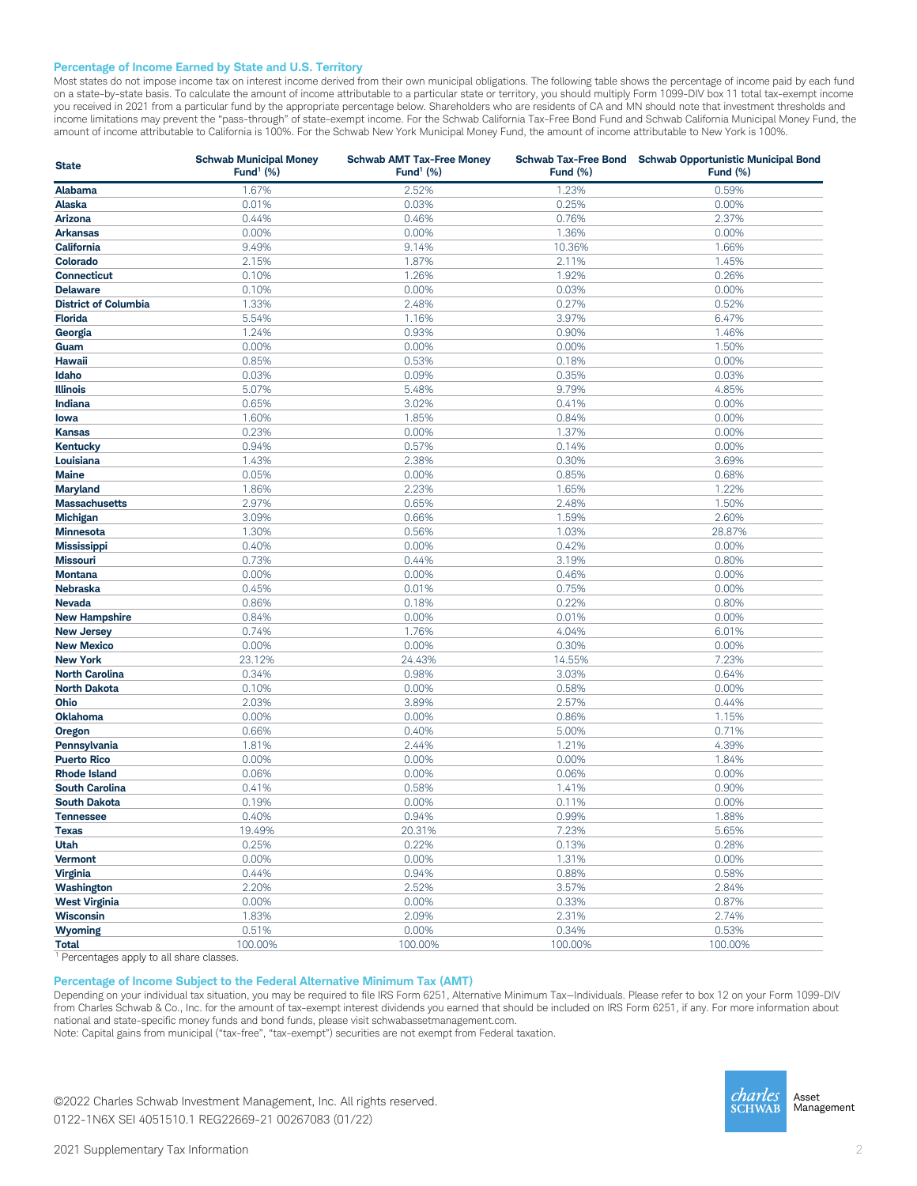## Percentage of Income Earned by State and U.S. Territory

Most states do not impose income tax on interest income derived from their own municipal obligations. The following table shows the percentage of income paid by each fund on a state-by-state basis. To calculate the amount of income attributable to a particular state or territory, you should multiply Form 1099-DIV box 11 total tax-exempt income you received in 2021 from a particular fund by the appropriate percentage below. Shareholders who are residents of CA and MN should note that investment thresholds and income limitations may prevent the "pass-through" of state-exempt income. For the Schwab California Tax-Free Bond Fund and Schwab California Municipal Money Fund, the amount of income attributable to California is 100%. For the Schwab New York Municipal Money Fund, the amount of income attributable to New York is 100%.

| State | Schwab Municipal Money Fund[1] (%) | Schwab AMT Tax-Free Money Fund[1] (%) | Schwab Tax-Free Bond Fund (%) | Schwab Opportunistic Municipal Bond Fund (%) |
|---|---|---|---|---|
| **Alabama** | 1.67% | 2.52% | 1.23% | 0.59% |
| **Alaska** | 0.01% | 0.03% | 0.25% | 0.00% |
| **Arizona** | 0.44% | 0.46% | 0.76% | 2.37% |
| **Arkansas** | 0.00% | 0.00% | 1.36% | 0.00% |
| **California** | 9.49% | 9.14% | 10.36% | 1.66% |
| **Colorado** | 2.15% | 1.87% | 2.11% | 1.45% |
| **Connecticut** | 0.10% | 1.26% | 1.92% | 0.26% |
| **Delaware** | 0.10% | 0.00% | 0.03% | 0.00% |
| **District of Columbia** | 1.33% | 2.48% | 0.27% | 0.52% |
| **Florida** | 5.54% | 1.16% | 3.97% | 6.47% |
| **Georgia** | 1.24% | 0.93% | 0.90% | 1.46% |
| **Guam** | 0.00% | 0.00% | 0.00% | 1.50% |
| **Hawaii** | 0.85% | 0.53% | 0.18% | 0.00% |
| **Idaho** | 0.03% | 0.09% | 0.35% | 0.03% |
| **Illinois** | 5.07% | 5.48% | 9.79% | 4.85% |
| **Indiana** | 0.65% | 3.02% | 0.41% | 0.00% |
| **Iowa** | 1.60% | 1.85% | 0.84% | 0.00% |
| **Kansas** | 0.23% | 0.00% | 1.37% | 0.00% |
| **Kentucky** | 0.94% | 0.57% | 0.14% | 0.00% |
| **Louisiana** | 1.43% | 2.38% | 0.30% | 3.69% |
| **Maine** | 0.05% | 0.00% | 0.85% | 0.68% |
| **Maryland** | 1.86% | 2.23% | 1.65% | 1.22% |
| **Massachusetts** | 2.97% | 0.65% | 2.48% | 1.50% |
| **Michigan** | 3.09% | 0.66% | 1.59% | 2.60% |
| **Minnesota** | 1.30% | 0.56% | 1.03% | 28.87% |
| **Mississippi** | 0.40% | 0.00% | 0.42% | 0.00% |
| **Missouri** | 0.73% | 0.44% | 3.19% | 0.80% |
| **Montana** | 0.00% | 0.00% | 0.46% | 0.00% |
| **Nebraska** | 0.45% | 0.01% | 0.75% | 0.00% |
| **Nevada** | 0.86% | 0.18% | 0.22% | 0.80% |
| **New Hampshire** | 0.84% | 0.00% | 0.01% | 0.00% |
| **New Jersey** | 0.74% | 1.76% | 4.04% | 6.01% |
| **New Mexico** | 0.00% | 0.00% | 0.30% | 0.00% |
| **New York** | 23.12% | 24.43% | 14.55% | 7.23% |
| **North Carolina** | 0.34% | 0.98% | 3.03% | 0.64% |
| **North Dakota** | 0.10% | 0.00% | 0.58% | 0.00% |
| **Ohio** | 2.03% | 3.89% | 2.57% | 0.44% |
| **Oklahoma** | 0.00% | 0.00% | 0.86% | 1.15% |
| **Oregon** | 0.66% | 0.40% | 5.00% | 0.71% |
| **Pennsylvania** | 1.81% | 2.44% | 1.21% | 4.39% |
| **Puerto Rico** | 0.00% | 0.00% | 0.00% | 1.84% |
| **Rhode Island** | 0.06% | 0.00% | 0.06% | 0.00% |
| **South Carolina** | 0.41% | 0.58% | 1.41% | 0.90% |
| **South Dakota** | 0.19% | 0.00% | 0.11% | 0.00% |
| **Tennessee** | 0.40% | 0.94% | 0.99% | 1.88% |
| **Texas** | 19.49% | 20.31% | 7.23% | 5.65% |
| **Utah** | 0.25% | 0.22% | 0.13% | 0.28% |
| **Vermont** | 0.00% | 0.00% | 1.31% | 0.00% |
| **Virginia** | 0.44% | 0.94% | 0.88% | 0.58% |
| **Washington** | 2.20% | 2.52% | 3.57% | 2.84% |
| **West Virginia** | 0.00% | 0.00% | 0.33% | 0.87% |
| **Wisconsin** | 1.83% | 2.09% | 2.31% | 2.74% |
| **Wyoming** | 0.51% | 0.00% | 0.34% | 0.53% |
| **Total** | 100.00% | 100.00% | 100.00% | 100.00% |

[1] Percentages apply to all share classes.

## Percentage of Income Subject to the Federal Alternative Minimum Tax (AMT)

Depending on your individual tax situation, you may be required to file IRS Form 6251, Alternative Minimum Tax—Individuals. Please refer to box 12 on your Form 1099-DIV from Charles Schwab & Co., Inc. for the amount of tax-exempt interest dividends you earned that should be included on IRS Form 6251, if any. For more information about national and state-specific money funds and bond funds, please visit schwabassetmanagement.com.

Note: Capital gains from municipal ("tax-free", "tax-exempt") securities are not exempt from Federal taxation.

©2022 Charles Schwab Investment Management, Inc. All rights reserved.
0122-1N6X SEI 4051510.1 REG22669-21 00267083 (01/22)

charles SCHWAB Asset Management